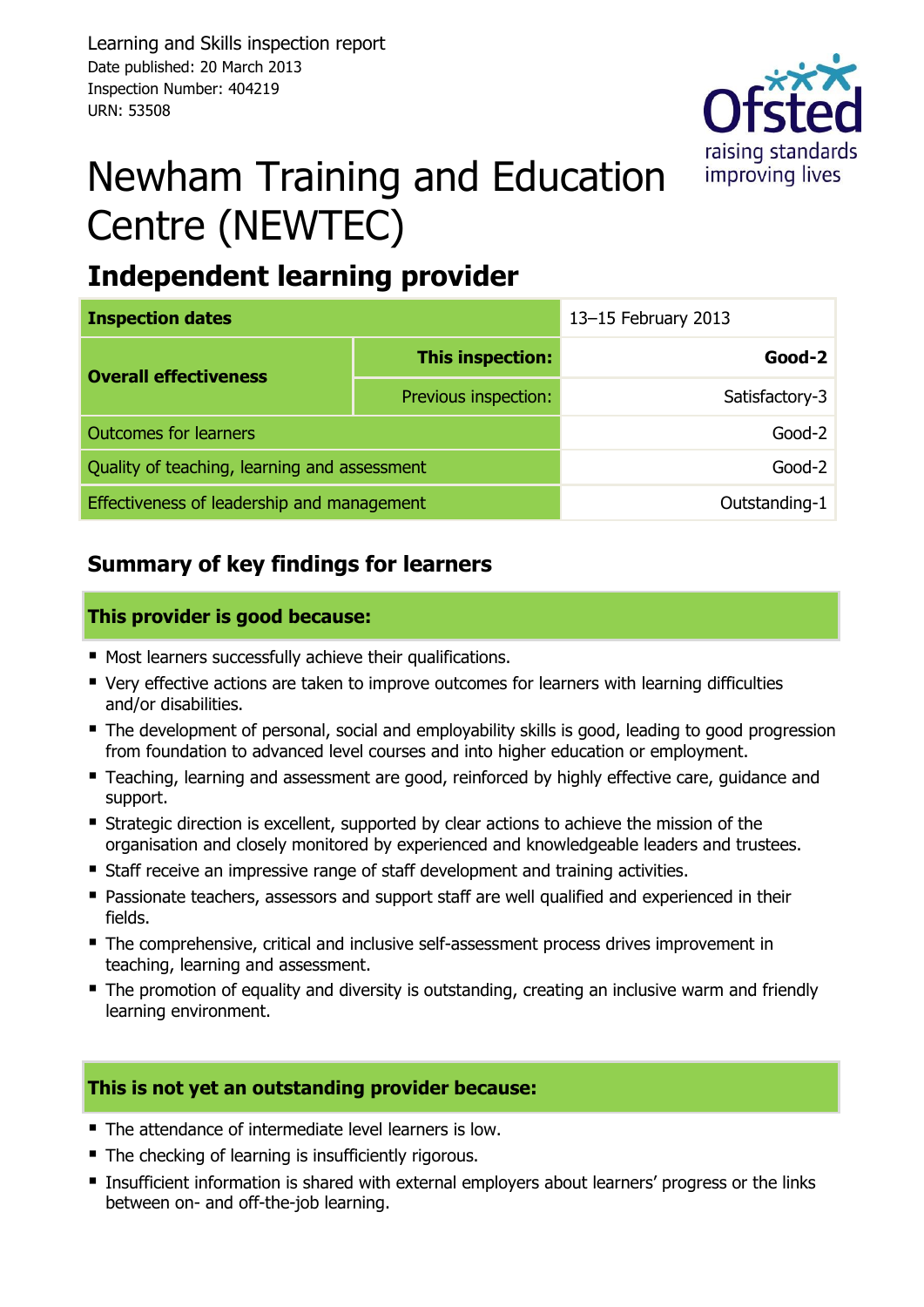Learning and Skills inspection report
Date published: 20 March 2013
Inspection Number: 404219
URN: 53508

# Newham Training and Education Centre (NEWTEC)

## Independent learning provider

| Inspection dates | | 13–15 February 2013 |
|---|---|---|
| **Overall effectiveness** | **This inspection:** | **Good-2** |
| | Previous inspection: | Satisfactory-3 |
| Outcomes for learners | | Good-2 |
| Quality of teaching, learning and assessment | | Good-2 |
| Effectiveness of leadership and management | | Outstanding-1 |

## Summary of key findings for learners

### This provider is good because:

- Most learners successfully achieve their qualifications.
- Very effective actions are taken to improve outcomes for learners with learning difficulties and/or disabilities.
- The development of personal, social and employability skills is good, leading to good progression from foundation to advanced level courses and into higher education or employment.
- Teaching, learning and assessment are good, reinforced by highly effective care, guidance and support.
- Strategic direction is excellent, supported by clear actions to achieve the mission of the organisation and closely monitored by experienced and knowledgeable leaders and trustees.
- Staff receive an impressive range of staff development and training activities.
- Passionate teachers, assessors and support staff are well qualified and experienced in their fields.
- The comprehensive, critical and inclusive self-assessment process drives improvement in teaching, learning and assessment.
- The promotion of equality and diversity is outstanding, creating an inclusive warm and friendly learning environment.

### This is not yet an outstanding provider because:

- The attendance of intermediate level learners is low.
- The checking of learning is insufficiently rigorous.
- Insufficient information is shared with external employers about learners' progress or the links between on- and off-the-job learning.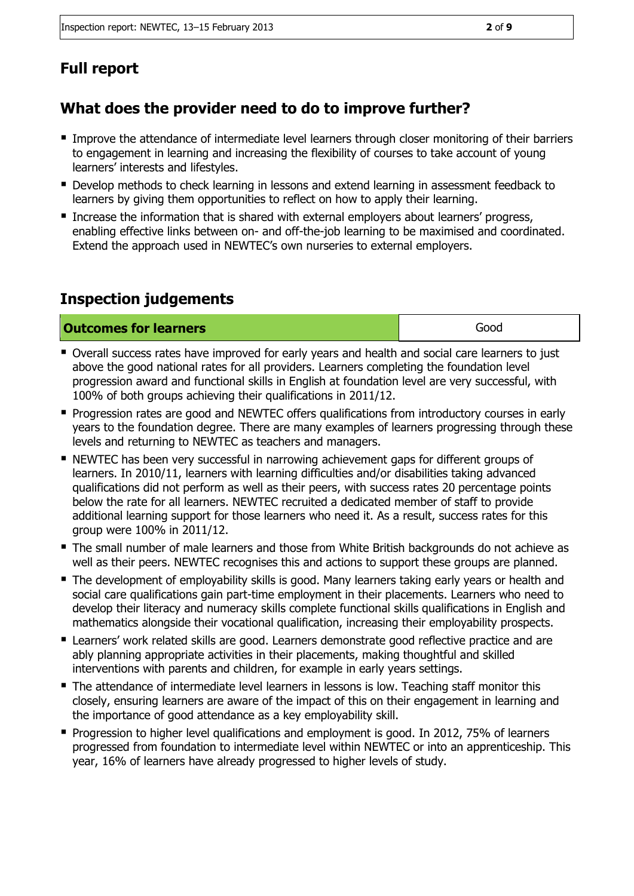## Full report

## What does the provider need to do to improve further?

- Improve the attendance of intermediate level learners through closer monitoring of their barriers to engagement in learning and increasing the flexibility of courses to take account of young learners' interests and lifestyles.
- Develop methods to check learning in lessons and extend learning in assessment feedback to learners by giving them opportunities to reflect on how to apply their learning.
- Increase the information that is shared with external employers about learners' progress, enabling effective links between on- and off-the-job learning to be maximised and coordinated. Extend the approach used in NEWTEC's own nurseries to external employers.

## Inspection judgements

| Outcomes for learners | Good |
|---|---|

- Overall success rates have improved for early years and health and social care learners to just above the good national rates for all providers. Learners completing the foundation level progression award and functional skills in English at foundation level are very successful, with 100% of both groups achieving their qualifications in 2011/12.
- Progression rates are good and NEWTEC offers qualifications from introductory courses in early years to the foundation degree. There are many examples of learners progressing through these levels and returning to NEWTEC as teachers and managers.
- NEWTEC has been very successful in narrowing achievement gaps for different groups of learners. In 2010/11, learners with learning difficulties and/or disabilities taking advanced qualifications did not perform as well as their peers, with success rates 20 percentage points below the rate for all learners. NEWTEC recruited a dedicated member of staff to provide additional learning support for those learners who need it. As a result, success rates for this group were 100% in 2011/12.
- The small number of male learners and those from White British backgrounds do not achieve as well as their peers. NEWTEC recognises this and actions to support these groups are planned.
- The development of employability skills is good. Many learners taking early years or health and social care qualifications gain part-time employment in their placements. Learners who need to develop their literacy and numeracy skills complete functional skills qualifications in English and mathematics alongside their vocational qualification, increasing their employability prospects.
- Learners' work related skills are good. Learners demonstrate good reflective practice and are ably planning appropriate activities in their placements, making thoughtful and skilled interventions with parents and children, for example in early years settings.
- The attendance of intermediate level learners in lessons is low. Teaching staff monitor this closely, ensuring learners are aware of the impact of this on their engagement in learning and the importance of good attendance as a key employability skill.
- Progression to higher level qualifications and employment is good. In 2012, 75% of learners progressed from foundation to intermediate level within NEWTEC or into an apprenticeship. This year, 16% of learners have already progressed to higher levels of study.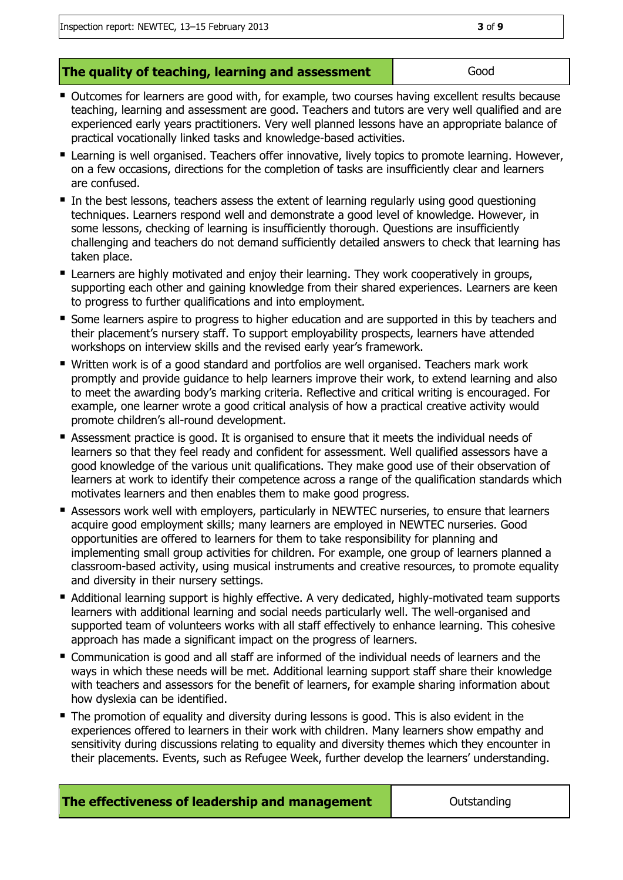| The quality of teaching, learning and assessment | Good |
|---|---|

- Outcomes for learners are good with, for example, two courses having excellent results because teaching, learning and assessment are good. Teachers and tutors are very well qualified and are experienced early years practitioners. Very well planned lessons have an appropriate balance of practical vocationally linked tasks and knowledge-based activities.
- Learning is well organised. Teachers offer innovative, lively topics to promote learning. However, on a few occasions, directions for the completion of tasks are insufficiently clear and learners are confused.
- In the best lessons, teachers assess the extent of learning regularly using good questioning techniques. Learners respond well and demonstrate a good level of knowledge. However, in some lessons, checking of learning is insufficiently thorough. Questions are insufficiently challenging and teachers do not demand sufficiently detailed answers to check that learning has taken place.
- Learners are highly motivated and enjoy their learning. They work cooperatively in groups, supporting each other and gaining knowledge from their shared experiences. Learners are keen to progress to further qualifications and into employment.
- Some learners aspire to progress to higher education and are supported in this by teachers and their placement's nursery staff. To support employability prospects, learners have attended workshops on interview skills and the revised early year's framework.
- Written work is of a good standard and portfolios are well organised. Teachers mark work promptly and provide guidance to help learners improve their work, to extend learning and also to meet the awarding body's marking criteria. Reflective and critical writing is encouraged. For example, one learner wrote a good critical analysis of how a practical creative activity would promote children's all-round development.
- Assessment practice is good. It is organised to ensure that it meets the individual needs of learners so that they feel ready and confident for assessment. Well qualified assessors have a good knowledge of the various unit qualifications. They make good use of their observation of learners at work to identify their competence across a range of the qualification standards which motivates learners and then enables them to make good progress.
- Assessors work well with employers, particularly in NEWTEC nurseries, to ensure that learners acquire good employment skills; many learners are employed in NEWTEC nurseries. Good opportunities are offered to learners for them to take responsibility for planning and implementing small group activities for children. For example, one group of learners planned a classroom-based activity, using musical instruments and creative resources, to promote equality and diversity in their nursery settings.
- Additional learning support is highly effective. A very dedicated, highly-motivated team supports learners with additional learning and social needs particularly well. The well-organised and supported team of volunteers works with all staff effectively to enhance learning. This cohesive approach has made a significant impact on the progress of learners.
- Communication is good and all staff are informed of the individual needs of learners and the ways in which these needs will be met. Additional learning support staff share their knowledge with teachers and assessors for the benefit of learners, for example sharing information about how dyslexia can be identified.
- The promotion of equality and diversity during lessons is good. This is also evident in the experiences offered to learners in their work with children. Many learners show empathy and sensitivity during discussions relating to equality and diversity themes which they encounter in their placements. Events, such as Refugee Week, further develop the learners' understanding.

| The effectiveness of leadership and management | Outstanding |
|---|---|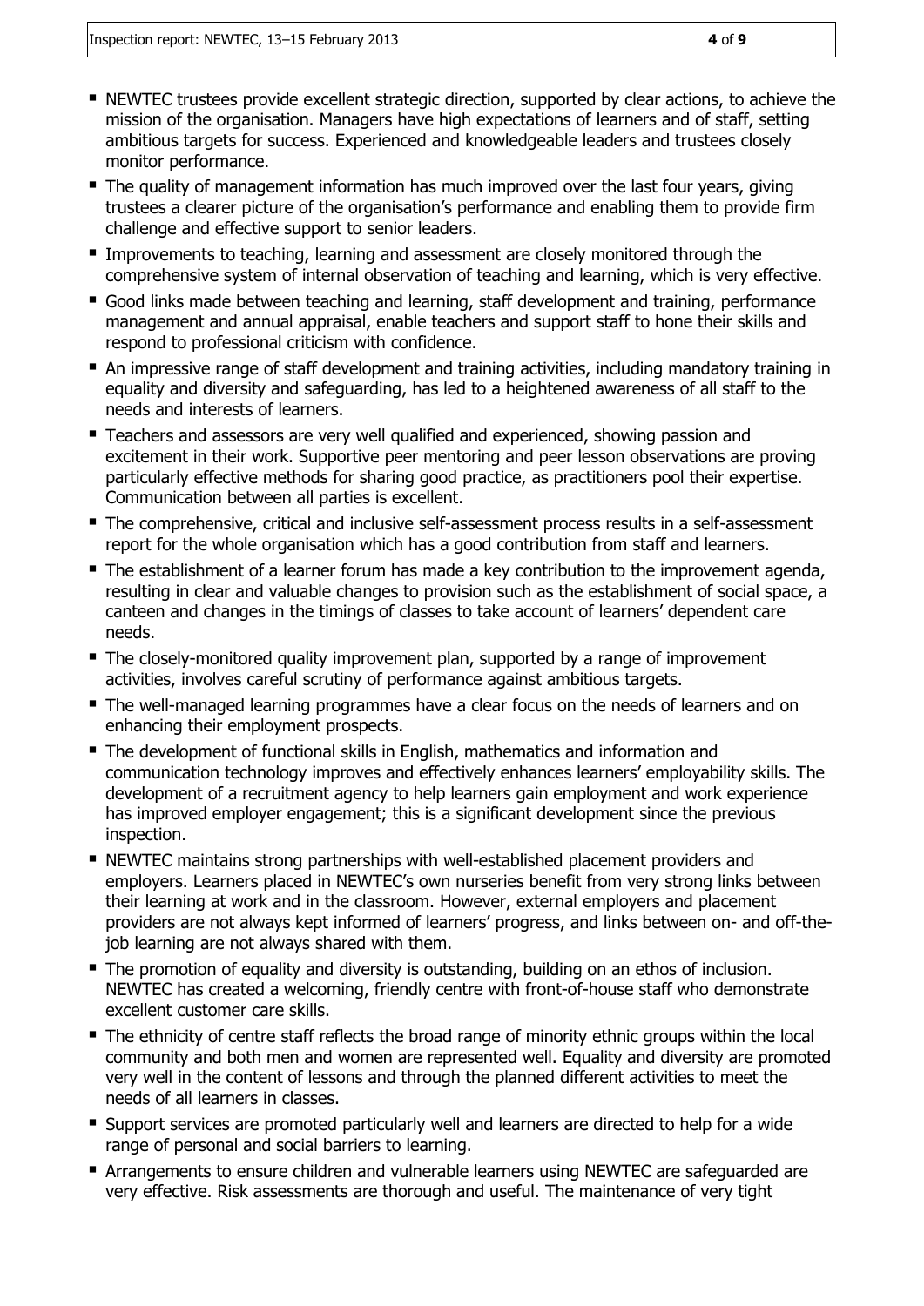- NEWTEC trustees provide excellent strategic direction, supported by clear actions, to achieve the mission of the organisation. Managers have high expectations of learners and of staff, setting ambitious targets for success. Experienced and knowledgeable leaders and trustees closely monitor performance.
- The quality of management information has much improved over the last four years, giving trustees a clearer picture of the organisation's performance and enabling them to provide firm challenge and effective support to senior leaders.
- Improvements to teaching, learning and assessment are closely monitored through the comprehensive system of internal observation of teaching and learning, which is very effective.
- Good links made between teaching and learning, staff development and training, performance management and annual appraisal, enable teachers and support staff to hone their skills and respond to professional criticism with confidence.
- An impressive range of staff development and training activities, including mandatory training in equality and diversity and safeguarding, has led to a heightened awareness of all staff to the needs and interests of learners.
- Teachers and assessors are very well qualified and experienced, showing passion and excitement in their work. Supportive peer mentoring and peer lesson observations are proving particularly effective methods for sharing good practice, as practitioners pool their expertise. Communication between all parties is excellent.
- The comprehensive, critical and inclusive self-assessment process results in a self-assessment report for the whole organisation which has a good contribution from staff and learners.
- The establishment of a learner forum has made a key contribution to the improvement agenda, resulting in clear and valuable changes to provision such as the establishment of social space, a canteen and changes in the timings of classes to take account of learners' dependent care needs.
- The closely-monitored quality improvement plan, supported by a range of improvement activities, involves careful scrutiny of performance against ambitious targets.
- The well-managed learning programmes have a clear focus on the needs of learners and on enhancing their employment prospects.
- The development of functional skills in English, mathematics and information and communication technology improves and effectively enhances learners' employability skills. The development of a recruitment agency to help learners gain employment and work experience has improved employer engagement; this is a significant development since the previous inspection.
- NEWTEC maintains strong partnerships with well-established placement providers and employers. Learners placed in NEWTEC's own nurseries benefit from very strong links between their learning at work and in the classroom. However, external employers and placement providers are not always kept informed of learners' progress, and links between on- and off-the-job learning are not always shared with them.
- The promotion of equality and diversity is outstanding, building on an ethos of inclusion. NEWTEC has created a welcoming, friendly centre with front-of-house staff who demonstrate excellent customer care skills.
- The ethnicity of centre staff reflects the broad range of minority ethnic groups within the local community and both men and women are represented well. Equality and diversity are promoted very well in the content of lessons and through the planned different activities to meet the needs of all learners in classes.
- Support services are promoted particularly well and learners are directed to help for a wide range of personal and social barriers to learning.
- Arrangements to ensure children and vulnerable learners using NEWTEC are safeguarded are very effective. Risk assessments are thorough and useful. The maintenance of very tight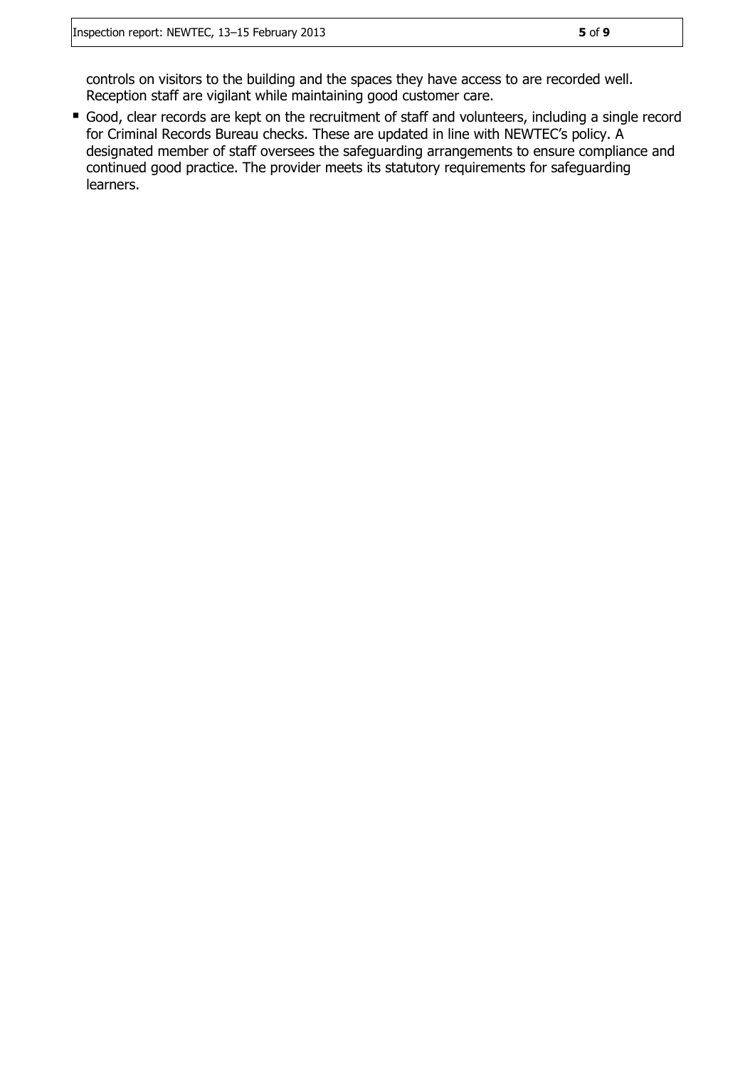controls on visitors to the building and the spaces they have access to are recorded well. Reception staff are vigilant while maintaining good customer care.

- Good, clear records are kept on the recruitment of staff and volunteers, including a single record for Criminal Records Bureau checks. These are updated in line with NEWTEC's policy. A designated member of staff oversees the safeguarding arrangements to ensure compliance and continued good practice. The provider meets its statutory requirements for safeguarding learners.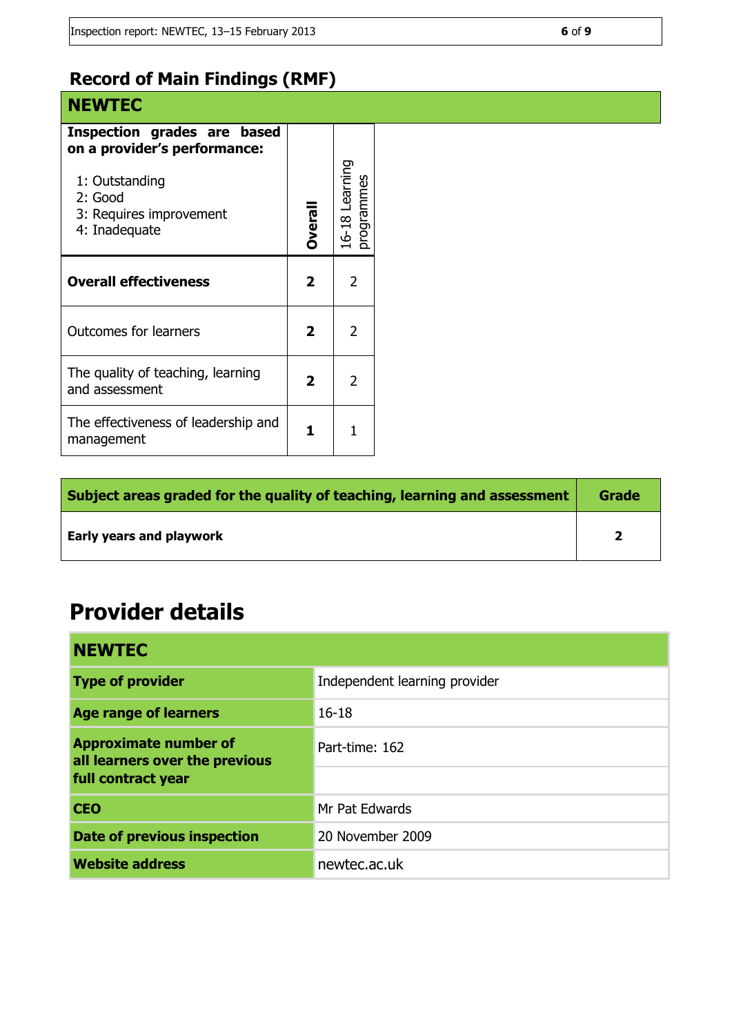## Record of Main Findings (RMF)

| **NEWTEC** | | |
|---|---|---|
| **Inspection grades are based on a provider's performance:**<br>1: Outstanding<br>2: Good<br>3: Requires improvement<br>4: Inadequate | **Overall** | 16-18 Learning programmes |
| **Overall effectiveness** | **2** | 2 |
| Outcomes for learners | **2** | 2 |
| The quality of teaching, learning and assessment | **2** | 2 |
| The effectiveness of leadership and management | **1** | 1 |

| **Subject areas graded for the quality of teaching, learning and assessment** | **Grade** |
|---|---|
| **Early years and playwork** | **2** |

# Provider details

| **NEWTEC** | |
|---|---|
| **Type of provider** | Independent learning provider |
| **Age range of learners** | 16-18 |
| **Approximate number of all learners over the previous full contract year** | Part-time: 162 |
| **CEO** | Mr Pat Edwards |
| **Date of previous inspection** | 20 November 2009 |
| **Website address** | newtec.ac.uk |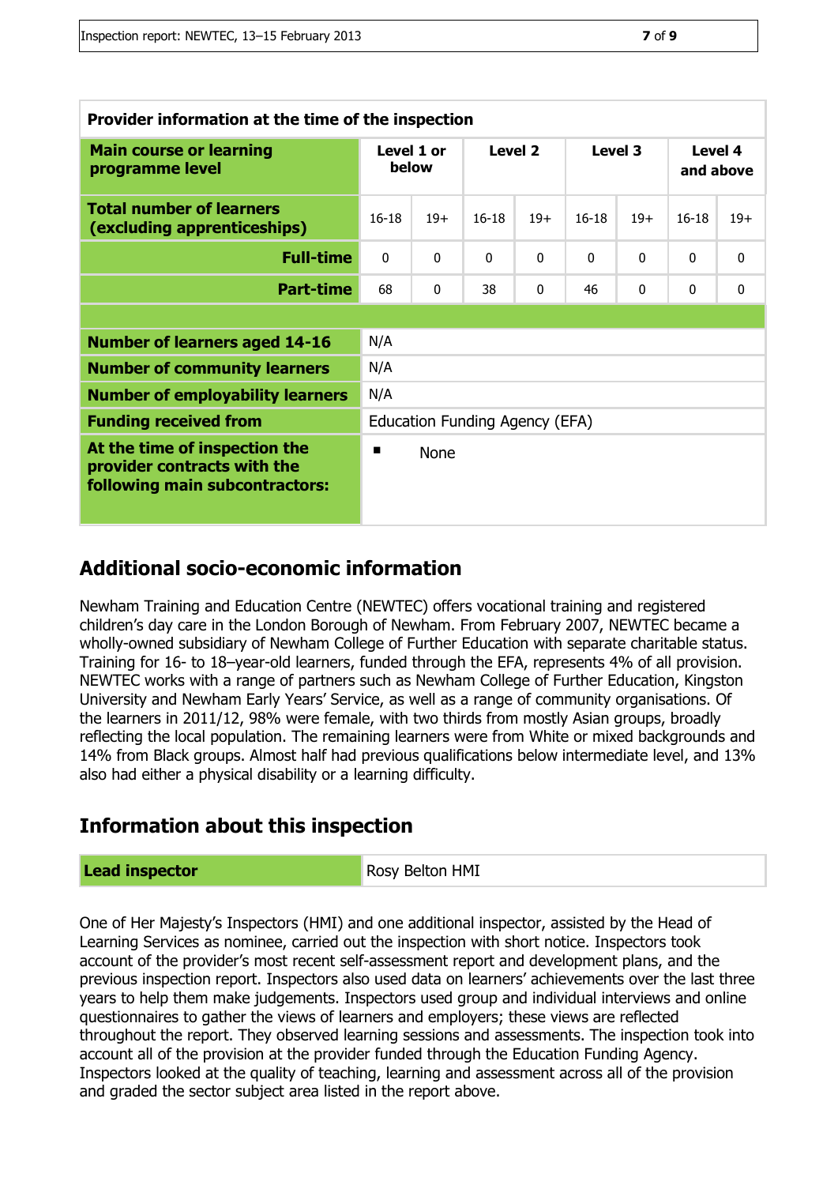| Provider information at the time of the inspection | | | | | | | | |
|---|---|---|---|---|---|---|---|---|
| **Main course or learning programme level** | **Level 1 or below** | | **Level 2** | | **Level 3** | | **Level 4 and above** | |
| **Total number of learners (excluding apprenticeships)** | 16-18 | 19+ | 16-18 | 19+ | 16-18 | 19+ | 16-18 | 19+ |
| **Full-time** | 0 | 0 | 0 | 0 | 0 | 0 | 0 | 0 |
| **Part-time** | 68 | 0 | 38 | 0 | 46 | 0 | 0 | 0 |
| | | | | | | | | |
| **Number of learners aged 14-16** | N/A | | | | | | | |
| **Number of community learners** | N/A | | | | | | | |
| **Number of employability learners** | N/A | | | | | | | |
| **Funding received from** | Education Funding Agency (EFA) | | | | | | | |
| **At the time of inspection the provider contracts with the following main subcontractors:** | ▪ None | | | | | | | |

## Additional socio-economic information

Newham Training and Education Centre (NEWTEC) offers vocational training and registered children's day care in the London Borough of Newham. From February 2007, NEWTEC became a wholly-owned subsidiary of Newham College of Further Education with separate charitable status. Training for 16- to 18–year-old learners, funded through the EFA, represents 4% of all provision. NEWTEC works with a range of partners such as Newham College of Further Education, Kingston University and Newham Early Years' Service, as well as a range of community organisations. Of the learners in 2011/12, 98% were female, with two thirds from mostly Asian groups, broadly reflecting the local population. The remaining learners were from White or mixed backgrounds and 14% from Black groups. Almost half had previous qualifications below intermediate level, and 13% also had either a physical disability or a learning difficulty.

## Information about this inspection

| **Lead inspector** | Rosy Belton HMI |
|---|---|

One of Her Majesty's Inspectors (HMI) and one additional inspector, assisted by the Head of Learning Services as nominee, carried out the inspection with short notice. Inspectors took account of the provider's most recent self-assessment report and development plans, and the previous inspection report. Inspectors also used data on learners' achievements over the last three years to help them make judgements. Inspectors used group and individual interviews and online questionnaires to gather the views of learners and employers; these views are reflected throughout the report. They observed learning sessions and assessments. The inspection took into account all of the provision at the provider funded through the Education Funding Agency. Inspectors looked at the quality of teaching, learning and assessment across all of the provision and graded the sector subject area listed in the report above.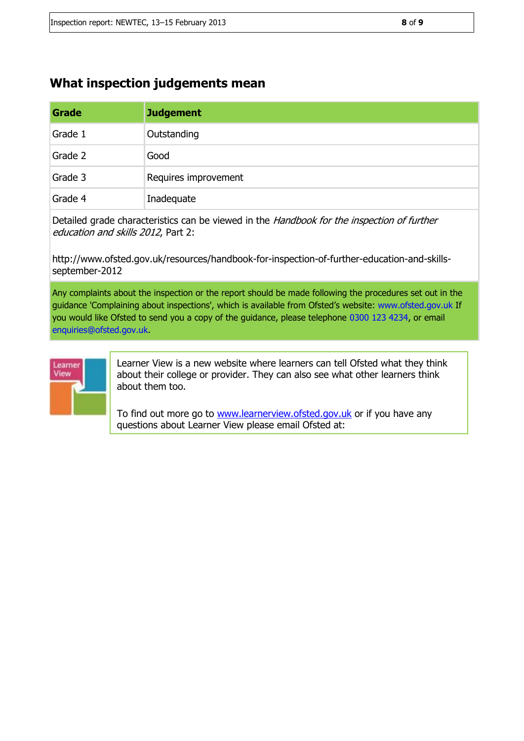## What inspection judgements mean

| Grade | Judgement |
|---|---|
| Grade 1 | Outstanding |
| Grade 2 | Good |
| Grade 3 | Requires improvement |
| Grade 4 | Inadequate |

Detailed grade characteristics can be viewed in the *Handbook for the inspection of further education and skills 2012*, Part 2:

http://www.ofsted.gov.uk/resources/handbook-for-inspection-of-further-education-and-skills-september-2012

Any complaints about the inspection or the report should be made following the procedures set out in the guidance 'Complaining about inspections', which is available from Ofsted's website: www.ofsted.gov.uk If you would like Ofsted to send you a copy of the guidance, please telephone 0300 123 4234, or email enquiries@ofsted.gov.uk.

Learner View is a new website where learners can tell Ofsted what they think about their college or provider. They can also see what other learners think about them too.

To find out more go to www.learnerview.ofsted.gov.uk or if you have any questions about Learner View please email Ofsted at: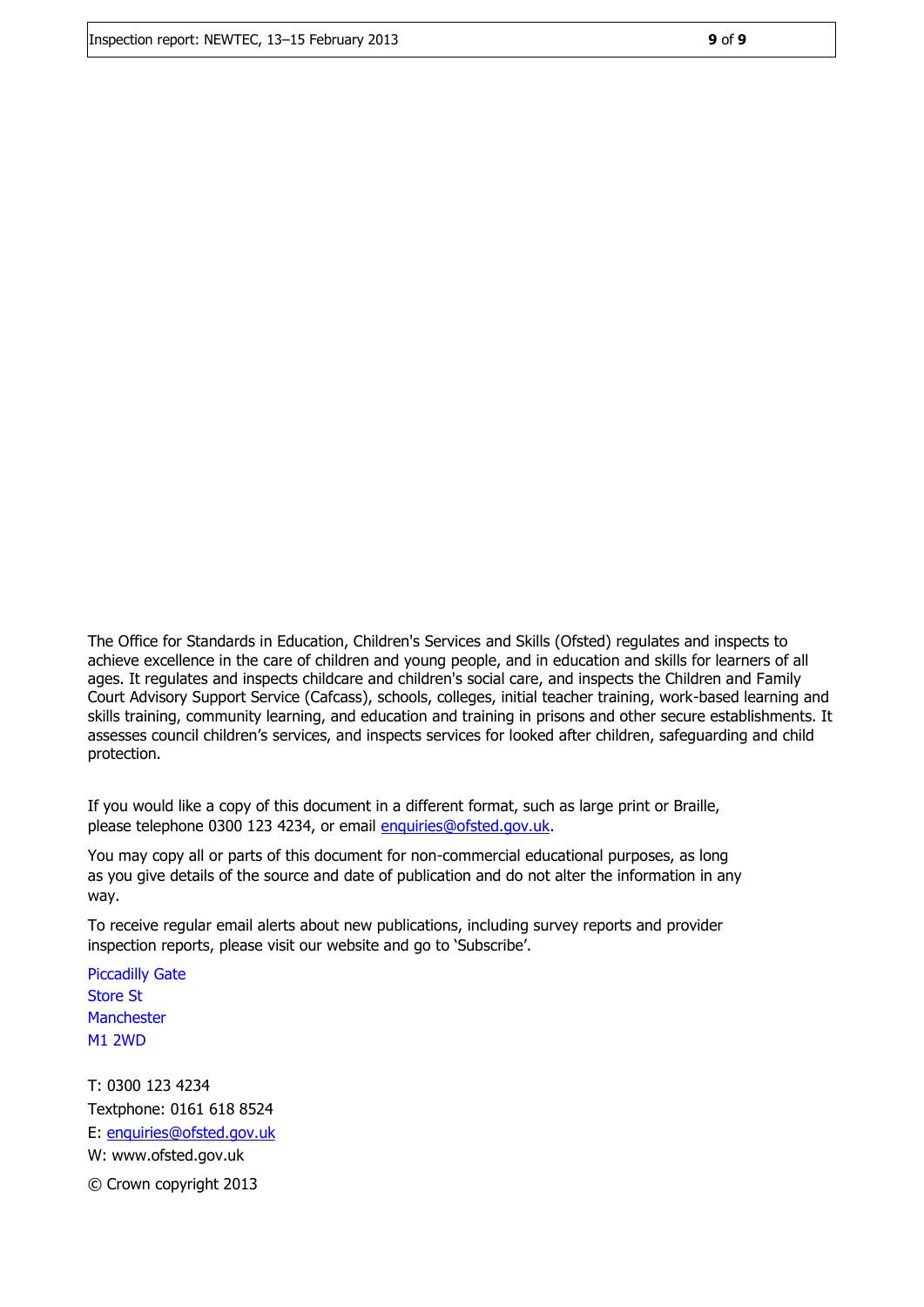The Office for Standards in Education, Children's Services and Skills (Ofsted) regulates and inspects to achieve excellence in the care of children and young people, and in education and skills for learners of all ages. It regulates and inspects childcare and children's social care, and inspects the Children and Family Court Advisory Support Service (Cafcass), schools, colleges, initial teacher training, work-based learning and skills training, community learning, and education and training in prisons and other secure establishments. It assesses council children's services, and inspects services for looked after children, safeguarding and child protection.

If you would like a copy of this document in a different format, such as large print or Braille, please telephone 0300 123 4234, or email enquiries@ofsted.gov.uk.

You may copy all or parts of this document for non-commercial educational purposes, as long as you give details of the source and date of publication and do not alter the information in any way.

To receive regular email alerts about new publications, including survey reports and provider inspection reports, please visit our website and go to 'Subscribe'.

Piccadilly Gate
Store St
Manchester
M1 2WD

T: 0300 123 4234
Textphone: 0161 618 8524
E: enquiries@ofsted.gov.uk
W: www.ofsted.gov.uk

© Crown copyright 2013